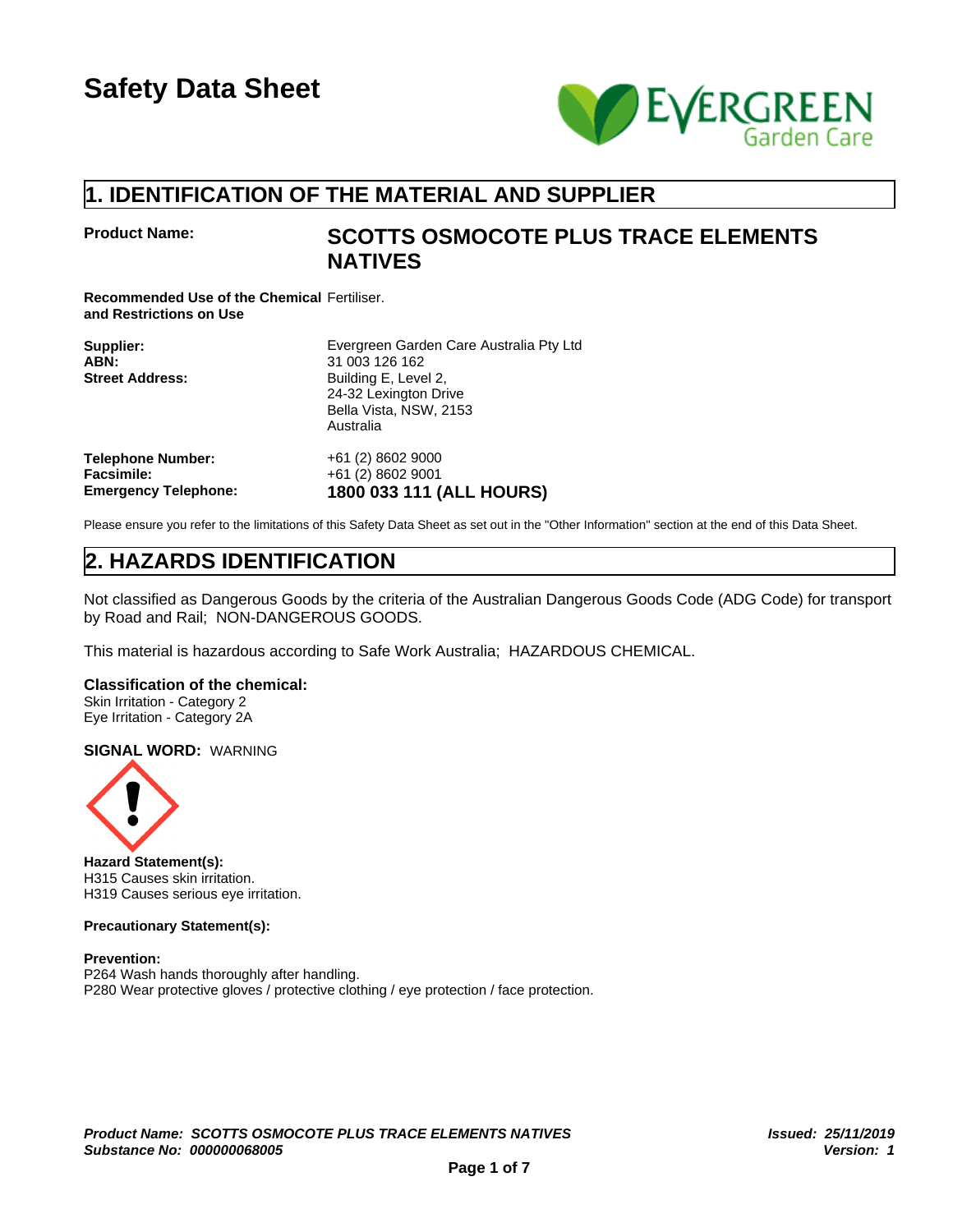# Safety Data Sheet

## 1. IDENTIFICATION OF THE MATERIAL AND SUPPLIER

**Product Name:** **SCOTTS OSMOCOTE PLUS TRACE ELEMENTS NATIVES**

**Recommended Use of the Chemical and Restrictions on Use** Fertiliser.

**Supplier:** Evergreen Garden Care Australia Pty Ltd
**ABN:** 31 003 126 162
**Street Address:** Building E, Level 2,
24-32 Lexington Drive
Bella Vista, NSW, 2153
Australia

**Telephone Number:** +61 (2) 8602 9000
**Facsimile:** +61 (2) 8602 9001
**Emergency Telephone:** **1800 033 111 (ALL HOURS)**

Please ensure you refer to the limitations of this Safety Data Sheet as set out in the "Other Information" section at the end of this Data Sheet.

## 2. HAZARDS IDENTIFICATION

Not classified as Dangerous Goods by the criteria of the Australian Dangerous Goods Code (ADG Code) for transport by Road and Rail; NON-DANGEROUS GOODS.

This material is hazardous according to Safe Work Australia; HAZARDOUS CHEMICAL.

**Classification of the chemical:**
Skin Irritation - Category 2
Eye Irritation - Category 2A

**SIGNAL WORD:** WARNING

**Hazard Statement(s):**
H315 Causes skin irritation.
H319 Causes serious eye irritation.

**Precautionary Statement(s):**

**Prevention:**
P264 Wash hands thoroughly after handling.
P280 Wear protective gloves / protective clothing / eye protection / face protection.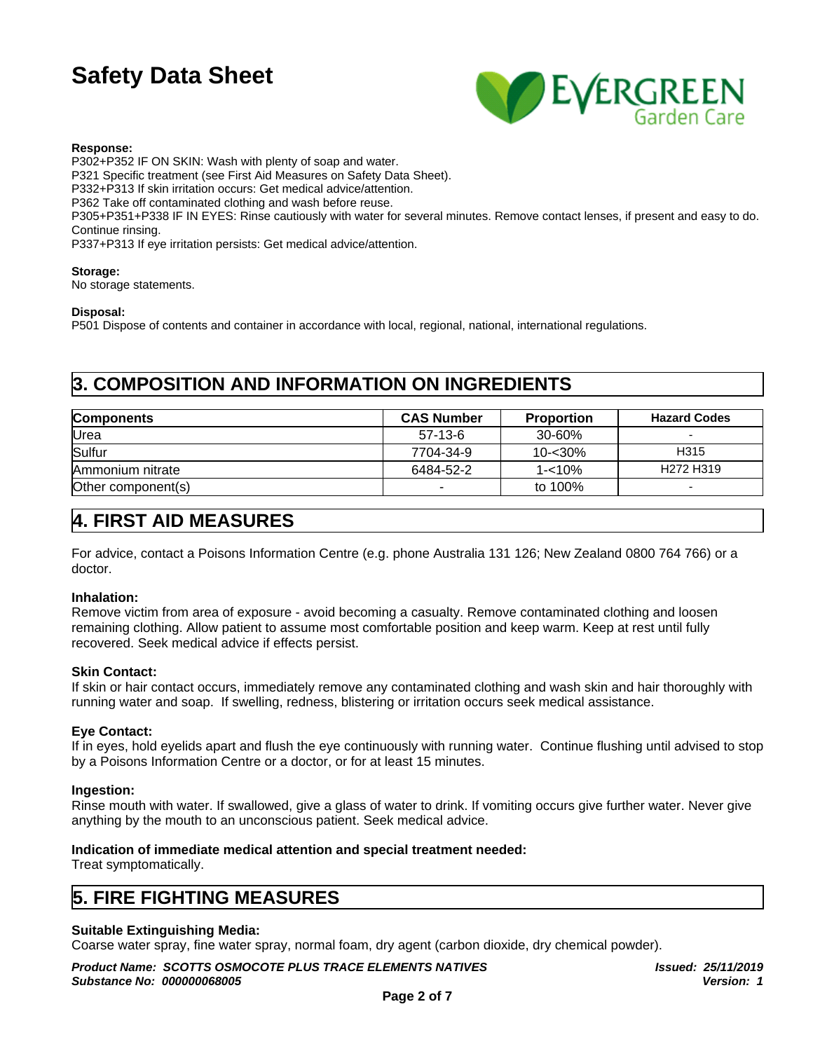**Response:**

P302+P352 IF ON SKIN: Wash with plenty of soap and water.
P321 Specific treatment (see First Aid Measures on Safety Data Sheet).
P332+P313 If skin irritation occurs: Get medical advice/attention.
P362 Take off contaminated clothing and wash before reuse.
P305+P351+P338 IF IN EYES: Rinse cautiously with water for several minutes. Remove contact lenses, if present and easy to do. Continue rinsing.
P337+P313 If eye irritation persists: Get medical advice/attention.

**Storage:**

No storage statements.

**Disposal:**

P501 Dispose of contents and container in accordance with local, regional, national, international regulations.

## 3. COMPOSITION AND INFORMATION ON INGREDIENTS

| Components | CAS Number | Proportion | Hazard Codes |
|---|---|---|---|
| Urea | 57-13-6 | 30-60% | - |
| Sulfur | 7704-34-9 | 10-<30% | H315 |
| Ammonium nitrate | 6484-52-2 | 1-<10% | H272 H319 |
| Other component(s) | - | to 100% | - |

## 4. FIRST AID MEASURES

For advice, contact a Poisons Information Centre (e.g. phone Australia 131 126; New Zealand 0800 764 766) or a doctor.

**Inhalation:**

Remove victim from area of exposure - avoid becoming a casualty. Remove contaminated clothing and loosen remaining clothing. Allow patient to assume most comfortable position and keep warm. Keep at rest until fully recovered. Seek medical advice if effects persist.

**Skin Contact:**

If skin or hair contact occurs, immediately remove any contaminated clothing and wash skin and hair thoroughly with running water and soap. If swelling, redness, blistering or irritation occurs seek medical assistance.

**Eye Contact:**

If in eyes, hold eyelids apart and flush the eye continuously with running water. Continue flushing until advised to stop by a Poisons Information Centre or a doctor, or for at least 15 minutes.

**Ingestion:**

Rinse mouth with water. If swallowed, give a glass of water to drink. If vomiting occurs give further water. Never give anything by the mouth to an unconscious patient. Seek medical advice.

**Indication of immediate medical attention and special treatment needed:**

Treat symptomatically.

## 5. FIRE FIGHTING MEASURES

**Suitable Extinguishing Media:**

Coarse water spray, fine water spray, normal foam, dry agent (carbon dioxide, dry chemical powder).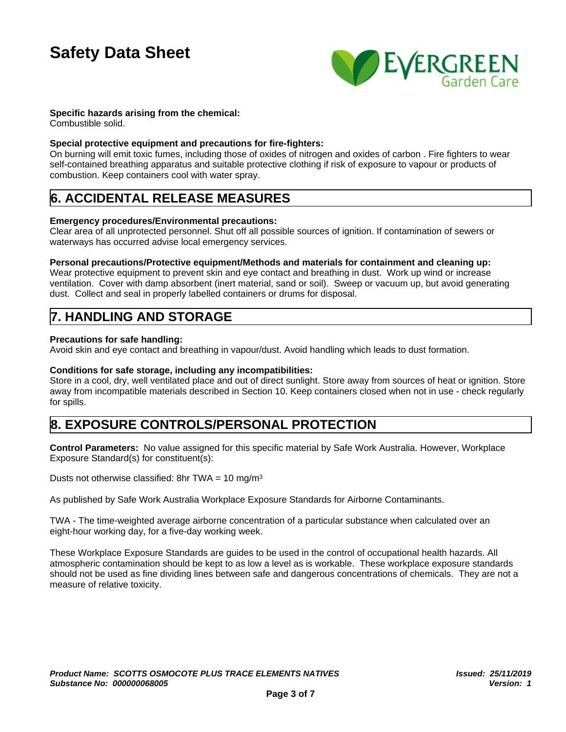**Specific hazards arising from the chemical:**
Combustible solid.

**Special protective equipment and precautions for fire-fighters:**
On burning will emit toxic fumes, including those of oxides of nitrogen and oxides of carbon . Fire fighters to wear self-contained breathing apparatus and suitable protective clothing if risk of exposure to vapour or products of combustion. Keep containers cool with water spray.

## 6. ACCIDENTAL RELEASE MEASURES

**Emergency procedures/Environmental precautions:**
Clear area of all unprotected personnel. Shut off all possible sources of ignition. If contamination of sewers or waterways has occurred advise local emergency services.

**Personal precautions/Protective equipment/Methods and materials for containment and cleaning up:**
Wear protective equipment to prevent skin and eye contact and breathing in dust. Work up wind or increase ventilation. Cover with damp absorbent (inert material, sand or soil). Sweep or vacuum up, but avoid generating dust. Collect and seal in properly labelled containers or drums for disposal.

## 7. HANDLING AND STORAGE

**Precautions for safe handling:**
Avoid skin and eye contact and breathing in vapour/dust. Avoid handling which leads to dust formation.

**Conditions for safe storage, including any incompatibilities:**
Store in a cool, dry, well ventilated place and out of direct sunlight. Store away from sources of heat or ignition. Store away from incompatible materials described in Section 10. Keep containers closed when not in use - check regularly for spills.

## 8. EXPOSURE CONTROLS/PERSONAL PROTECTION

**Control Parameters:** No value assigned for this specific material by Safe Work Australia. However, Workplace Exposure Standard(s) for constituent(s):

Dusts not otherwise classified: 8hr TWA = 10 mg/m$^3$

As published by Safe Work Australia Workplace Exposure Standards for Airborne Contaminants.

TWA - The time-weighted average airborne concentration of a particular substance when calculated over an eight-hour working day, for a five-day working week.

These Workplace Exposure Standards are guides to be used in the control of occupational health hazards. All atmospheric contamination should be kept to as low a level as is workable. These workplace exposure standards should not be used as fine dividing lines between safe and dangerous concentrations of chemicals. They are not a measure of relative toxicity.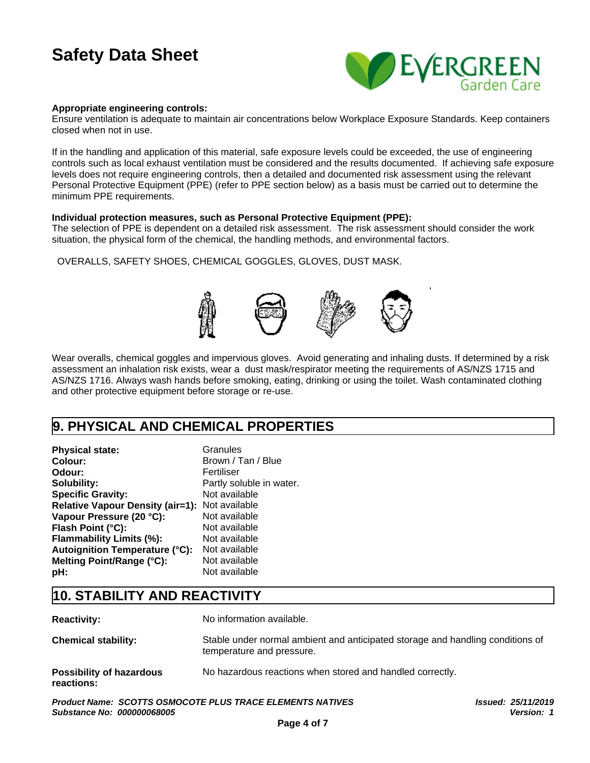**Appropriate engineering controls:**
Ensure ventilation is adequate to maintain air concentrations below Workplace Exposure Standards. Keep containers closed when not in use.

If in the handling and application of this material, safe exposure levels could be exceeded, the use of engineering controls such as local exhaust ventilation must be considered and the results documented. If achieving safe exposure levels does not require engineering controls, then a detailed and documented risk assessment using the relevant Personal Protective Equipment (PPE) (refer to PPE section below) as a basis must be carried out to determine the minimum PPE requirements.

**Individual protection measures, such as Personal Protective Equipment (PPE):**
The selection of PPE is dependent on a detailed risk assessment. The risk assessment should consider the work situation, the physical form of the chemical, the handling methods, and environmental factors.

OVERALLS, SAFETY SHOES, CHEMICAL GOGGLES, GLOVES, DUST MASK.

Wear overalls, chemical goggles and impervious gloves. Avoid generating and inhaling dusts. If determined by a risk assessment an inhalation risk exists, wear a dust mask/respirator meeting the requirements of AS/NZS 1715 and AS/NZS 1716. Always wash hands before smoking, eating, drinking or using the toilet. Wash contaminated clothing and other protective equipment before storage or re-use.

## 9. PHYSICAL AND CHEMICAL PROPERTIES

| | |
|---|---|
| **Physical state:** | Granules |
| **Colour:** | Brown / Tan / Blue |
| **Odour:** | Fertiliser |
| **Solubility:** | Partly soluble in water. |
| **Specific Gravity:** | Not available |
| **Relative Vapour Density (air=1):** | Not available |
| **Vapour Pressure (20 °C):** | Not available |
| **Flash Point (°C):** | Not available |
| **Flammability Limits (%):** | Not available |
| **Autoignition Temperature (°C):** | Not available |
| **Melting Point/Range (°C):** | Not available |
| **pH:** | Not available |

## 10. STABILITY AND REACTIVITY

| | |
|---|---|
| **Reactivity:** | No information available. |
| **Chemical stability:** | Stable under normal ambient and anticipated storage and handling conditions of temperature and pressure. |
| **Possibility of hazardous reactions:** | No hazardous reactions when stored and handled correctly. |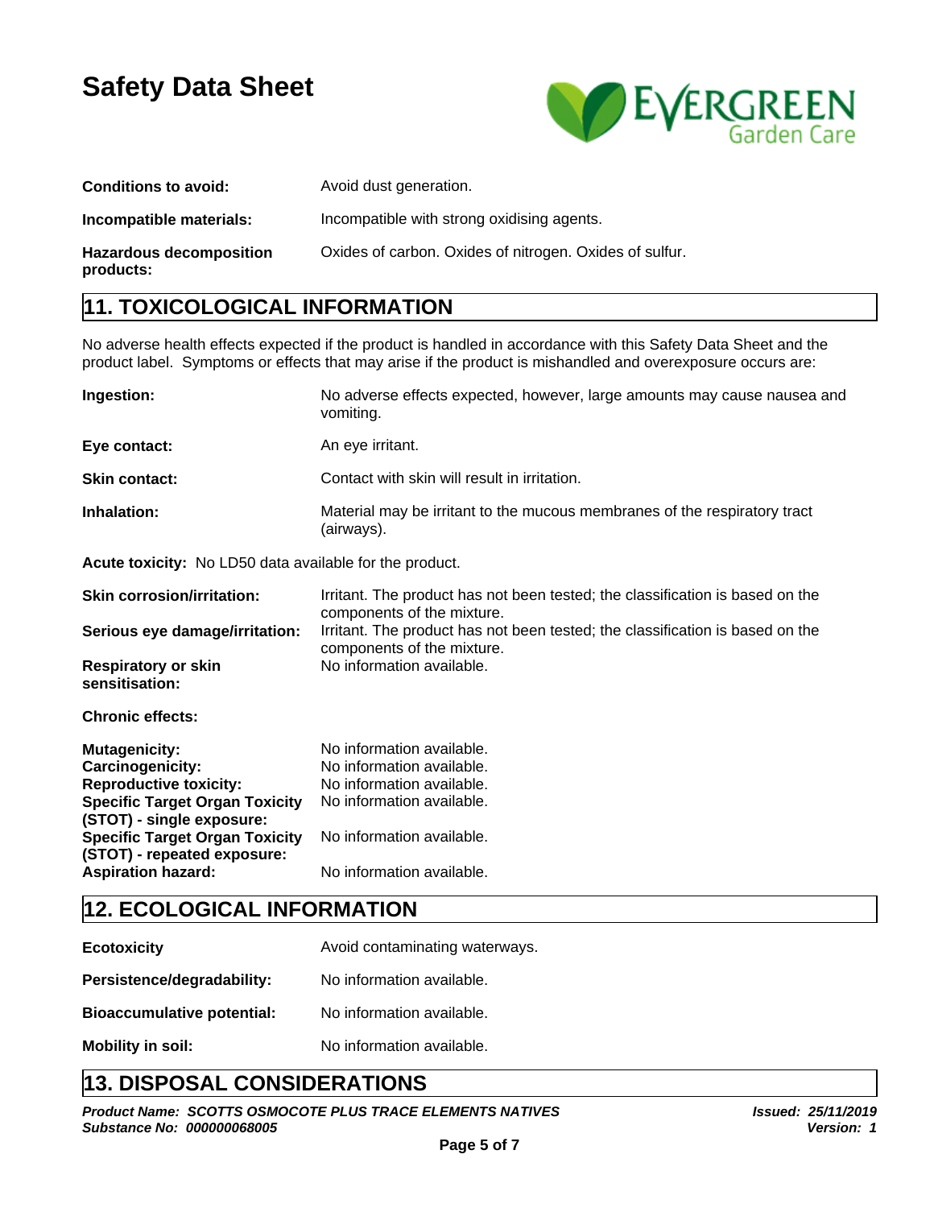**Conditions to avoid:** Avoid dust generation.

**Incompatible materials:** Incompatible with strong oxidising agents.

**Hazardous decomposition products:** Oxides of carbon. Oxides of nitrogen. Oxides of sulfur.

## 11. TOXICOLOGICAL INFORMATION

No adverse health effects expected if the product is handled in accordance with this Safety Data Sheet and the product label. Symptoms or effects that may arise if the product is mishandled and overexposure occurs are:

**Ingestion:** No adverse effects expected, however, large amounts may cause nausea and vomiting.

**Eye contact:** An eye irritant.

**Skin contact:** Contact with skin will result in irritation.

**Inhalation:** Material may be irritant to the mucous membranes of the respiratory tract (airways).

**Acute toxicity:** No LD50 data available for the product.

**Skin corrosion/irritation:** Irritant. The product has not been tested; the classification is based on the components of the mixture.

**Serious eye damage/irritation:** Irritant. The product has not been tested; the classification is based on the components of the mixture.

**Respiratory or skin sensitisation:** No information available.

**Chronic effects:**

**Mutagenicity:** No information available.
**Carcinogenicity:** No information available.
**Reproductive toxicity:** No information available.
**Specific Target Organ Toxicity (STOT) - single exposure:** No information available.
**Specific Target Organ Toxicity (STOT) - repeated exposure:** No information available.
**Aspiration hazard:** No information available.

## 12. ECOLOGICAL INFORMATION

**Ecotoxicity** Avoid contaminating waterways.

**Persistence/degradability:** No information available.

**Bioaccumulative potential:** No information available.

**Mobility in soil:** No information available.

## 13. DISPOSAL CONSIDERATIONS

***Product Name: SCOTTS OSMOCOTE PLUS TRACE ELEMENTS NATIVES***
***Substance No: 000000068005***

***Issued: 25/11/2019***
***Version: 1***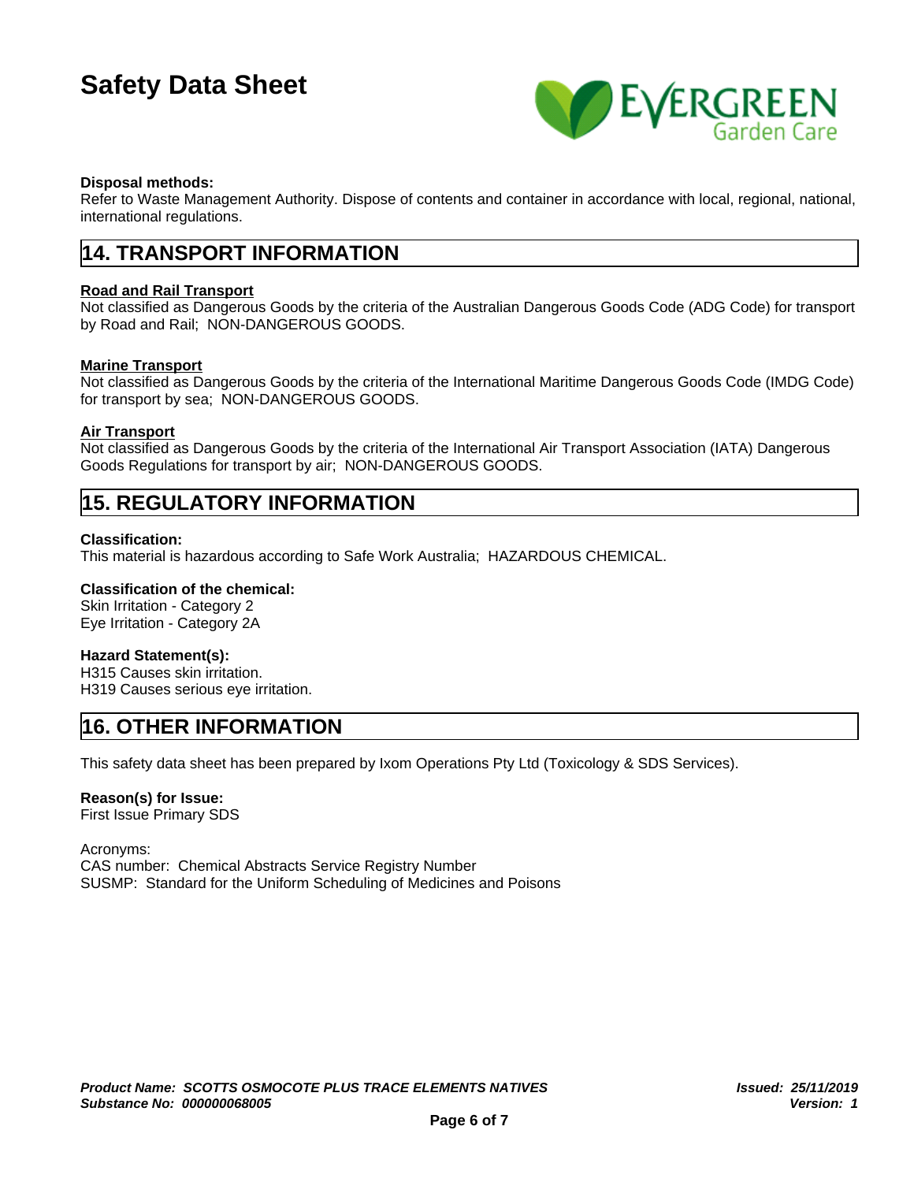**Disposal methods:**
Refer to Waste Management Authority. Dispose of contents and container in accordance with local, regional, national, international regulations.

## 14. TRANSPORT INFORMATION

**Road and Rail Transport**
Not classified as Dangerous Goods by the criteria of the Australian Dangerous Goods Code (ADG Code) for transport by Road and Rail;  NON-DANGEROUS GOODS.

**Marine Transport**
Not classified as Dangerous Goods by the criteria of the International Maritime Dangerous Goods Code (IMDG Code) for transport by sea;  NON-DANGEROUS GOODS.

**Air Transport**
Not classified as Dangerous Goods by the criteria of the International Air Transport Association (IATA) Dangerous Goods Regulations for transport by air;  NON-DANGEROUS GOODS.

## 15. REGULATORY INFORMATION

**Classification:**
This material is hazardous according to Safe Work Australia;  HAZARDOUS CHEMICAL.

**Classification of the chemical:**
Skin Irritation - Category 2
Eye Irritation - Category 2A

**Hazard Statement(s):**
H315 Causes skin irritation.
H319 Causes serious eye irritation.

## 16. OTHER INFORMATION

This safety data sheet has been prepared by Ixom Operations Pty Ltd (Toxicology & SDS Services).

**Reason(s) for Issue:**
First Issue Primary SDS

Acronyms:
CAS number:  Chemical Abstracts Service Registry Number
SUSMP:  Standard for the Uniform Scheduling of Medicines and Poisons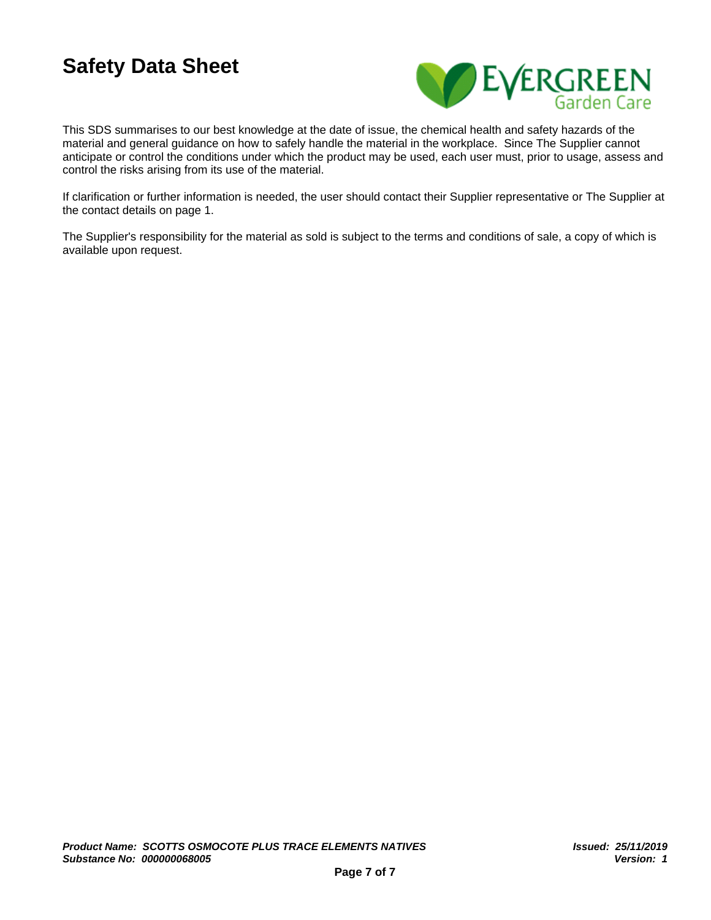This SDS summarises to our best knowledge at the date of issue, the chemical health and safety hazards of the material and general guidance on how to safely handle the material in the workplace. Since The Supplier cannot anticipate or control the conditions under which the product may be used, each user must, prior to usage, assess and control the risks arising from its use of the material.

If clarification or further information is needed, the user should contact their Supplier representative or The Supplier at the contact details on page 1.

The Supplier's responsibility for the material as sold is subject to the terms and conditions of sale, a copy of which is available upon request.